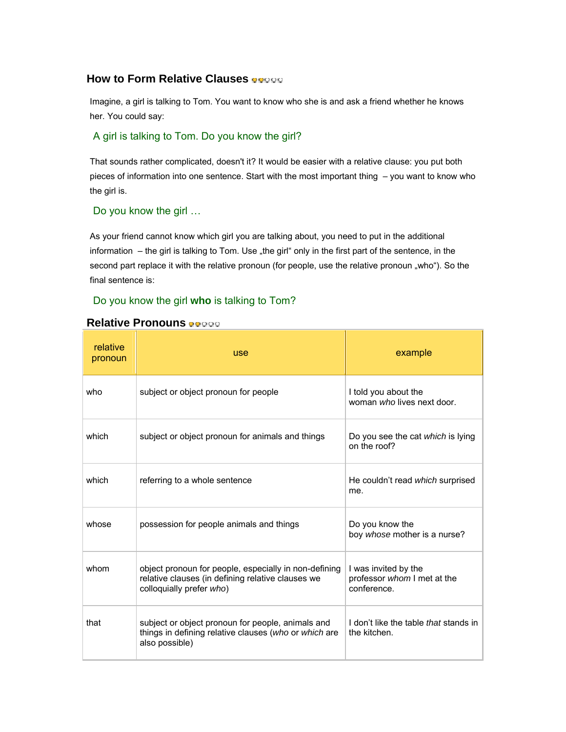## How to Form Relative Clauses

Imagine, a girl is talking to Tom. You want to know who she is and ask a friend whether he knows her. You could say:

A girl is talking to Tom. Do you know the girl?

That sounds rather complicated, doesn't it? It would be easier with a relative clause: you put both pieces of information into one sentence. Start with the most important thing – you want to know who the girl is.

Do you know the girl …

As your friend cannot know which girl you are talking about, you need to put in the additional information – the girl is talking to Tom. Use „the girl" only in the first part of the sentence, in the second part replace it with the relative pronoun (for people, use the relative pronoun „who"). So the final sentence is:

Do you know the girl **who** is talking to Tom?

## Relative Pronouns

| relative pronoun | use | example |
|---|---|---|
| who | subject or object pronoun for people | I told you about the woman *who* lives next door. |
| which | subject or object pronoun for animals and things | Do you see the cat *which* is lying on the roof? |
| which | referring to a whole sentence | He couldn't read *which* surprised me. |
| whose | possession for people animals and things | Do you know the boy *whose* mother is a nurse? |
| whom | object pronoun for people, especially in non-defining relative clauses (in defining relative clauses we colloquially prefer *who*) | I was invited by the professor *whom* I met at the conference. |
| that | subject or object pronoun for people, animals and things in defining relative clauses (*who* or *which* are also possible) | I don't like the table *that* stands in the kitchen. |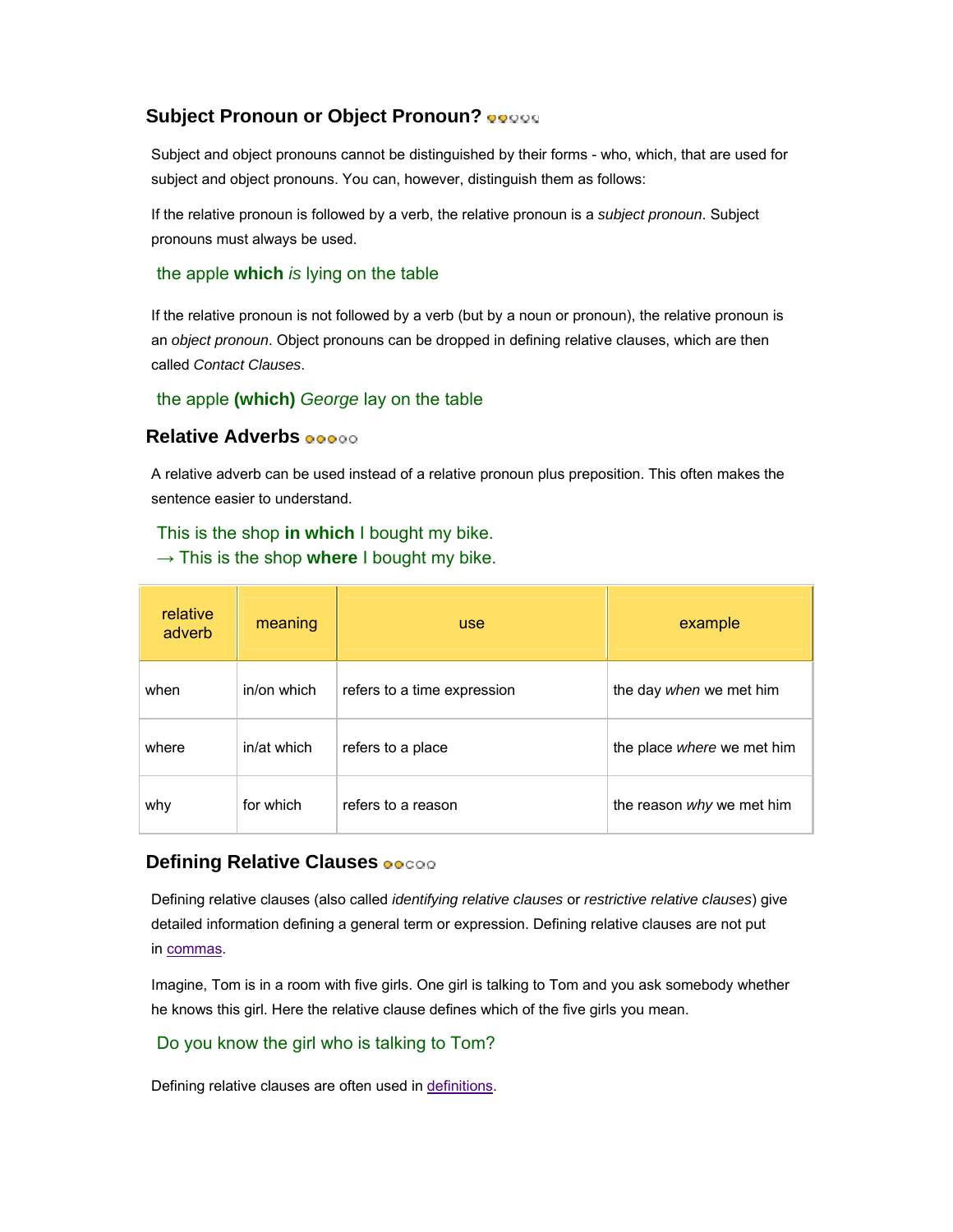## Subject Pronoun or Object Pronoun?

Subject and object pronouns cannot be distinguished by their forms - who, which, that are used for subject and object pronouns. You can, however, distinguish them as follows:

If the relative pronoun is followed by a verb, the relative pronoun is a *subject pronoun*. Subject pronouns must always be used.

the apple **which** *is* lying on the table

If the relative pronoun is not followed by a verb (but by a noun or pronoun), the relative pronoun is an *object pronoun*. Object pronouns can be dropped in defining relative clauses, which are then called *Contact Clauses*.

the apple **(which)** *George* lay on the table

## Relative Adverbs

A relative adverb can be used instead of a relative pronoun plus preposition. This often makes the sentence easier to understand.

This is the shop **in which** I bought my bike.
→ This is the shop **where** I bought my bike.

| relative adverb | meaning | use | example |
|---|---|---|---|
| when | in/on which | refers to a time expression | the day *when* we met him |
| where | in/at which | refers to a place | the place *where* we met him |
| why | for which | refers to a reason | the reason *why* we met him |

## Defining Relative Clauses

Defining relative clauses (also called *identifying relative clauses* or *restrictive relative clauses*) give detailed information defining a general term or expression. Defining relative clauses are not put in commas.

Imagine, Tom is in a room with five girls. One girl is talking to Tom and you ask somebody whether he knows this girl. Here the relative clause defines which of the five girls you mean.

Do you know the girl who is talking to Tom?

Defining relative clauses are often used in definitions.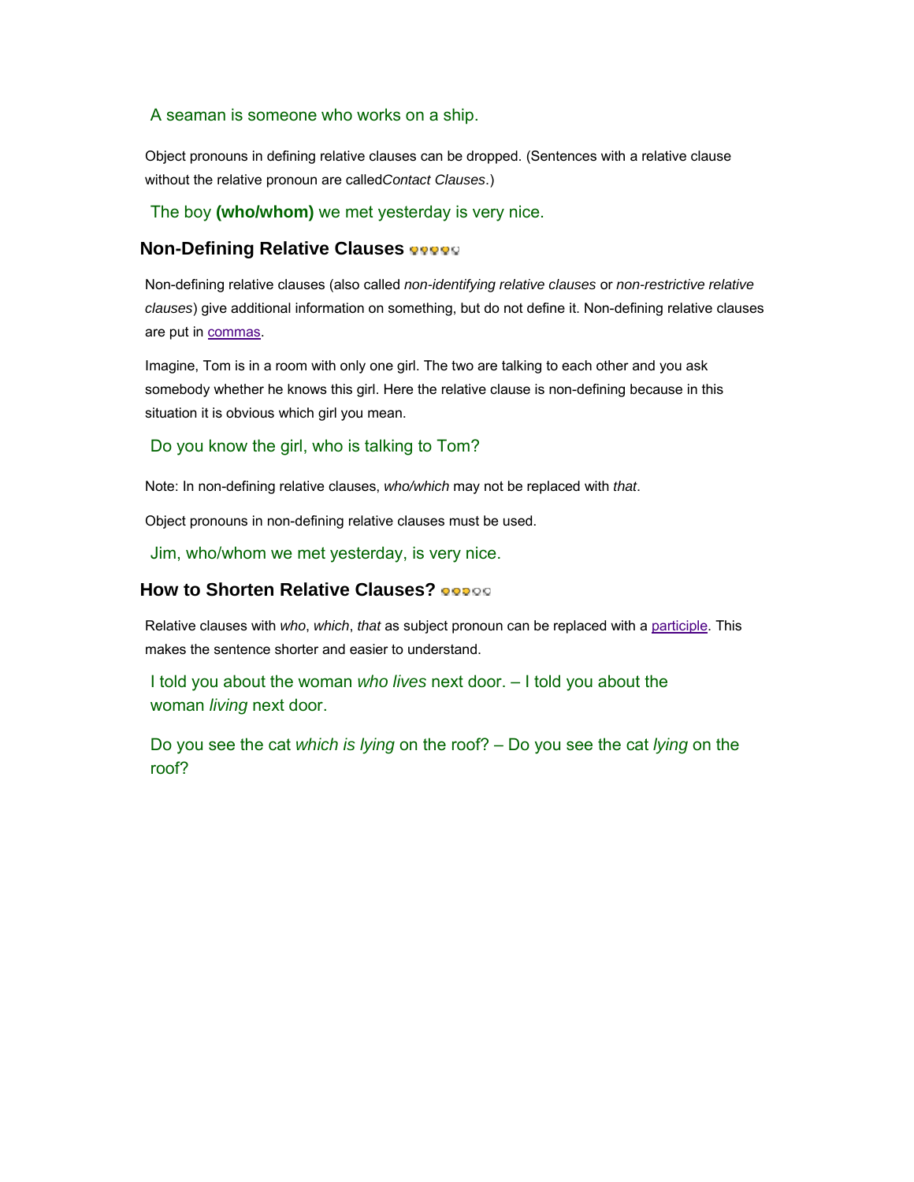A seaman is someone who works on a ship.

Object pronouns in defining relative clauses can be dropped. (Sentences with a relative clause without the relative pronoun are called*Contact Clauses*.)

The boy **(who/whom)** we met yesterday is very nice.

## Non-Defining Relative Clauses

Non-defining relative clauses (also called *non-identifying relative clauses* or *non-restrictive relative clauses*) give additional information on something, but do not define it. Non-defining relative clauses are put in commas.

Imagine, Tom is in a room with only one girl. The two are talking to each other and you ask somebody whether he knows this girl. Here the relative clause is non-defining because in this situation it is obvious which girl you mean.

Do you know the girl, who is talking to Tom?

Note: In non-defining relative clauses, *who/which* may not be replaced with *that*.

Object pronouns in non-defining relative clauses must be used.

Jim, who/whom we met yesterday, is very nice.

## How to Shorten Relative Clauses?

Relative clauses with *who*, *which*, *that* as subject pronoun can be replaced with a participle. This makes the sentence shorter and easier to understand.

I told you about the woman *who lives* next door. – I told you about the woman *living* next door.

Do you see the cat *which is lying* on the roof? – Do you see the cat *lying* on the roof?